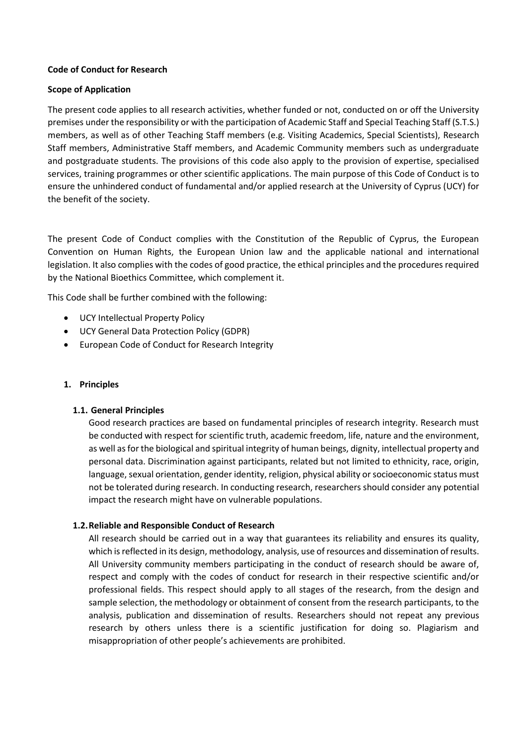**Code of Conduct for Research**

**Scope of Application**

The present code applies to all research activities, whether funded or not, conducted on or off the University premises under the responsibility or with the participation of Academic Staff and Special Teaching Staff (S.T.S.) members, as well as of other Teaching Staff members (e.g. Visiting Academics, Special Scientists), Research Staff members, Administrative Staff members, and Academic Community members such as undergraduate and postgraduate students. The provisions of this code also apply to the provision of expertise, specialised services, training programmes or other scientific applications. The main purpose of this Code of Conduct is to ensure the unhindered conduct of fundamental and/or applied research at the University of Cyprus (UCY) for the benefit of the society.

The present Code of Conduct complies with the Constitution of the Republic of Cyprus, the European Convention on Human Rights, the European Union law and the applicable national and international legislation. It also complies with the codes of good practice, the ethical principles and the procedures required by the National Bioethics Committee, which complement it.

This Code shall be further combined with the following:

- UCY Intellectual Property Policy
- UCY General Data Protection Policy (GDPR)
- European Code of Conduct for Research Integrity

## 1. Principles

### 1.1. General Principles

Good research practices are based on fundamental principles of research integrity. Research must be conducted with respect for scientific truth, academic freedom, life, nature and the environment, as well as for the biological and spiritual integrity of human beings, dignity, intellectual property and personal data. Discrimination against participants, related but not limited to ethnicity, race, origin, language, sexual orientation, gender identity, religion, physical ability or socioeconomic status must not be tolerated during research. In conducting research, researchers should consider any potential impact the research might have on vulnerable populations.

### 1.2. Reliable and Responsible Conduct of Research

All research should be carried out in a way that guarantees its reliability and ensures its quality, which is reflected in its design, methodology, analysis, use of resources and dissemination of results. All University community members participating in the conduct of research should be aware of, respect and comply with the codes of conduct for research in their respective scientific and/or professional fields. This respect should apply to all stages of the research, from the design and sample selection, the methodology or obtainment of consent from the research participants, to the analysis, publication and dissemination of results. Researchers should not repeat any previous research by others unless there is a scientific justification for doing so. Plagiarism and misappropriation of other people's achievements are prohibited.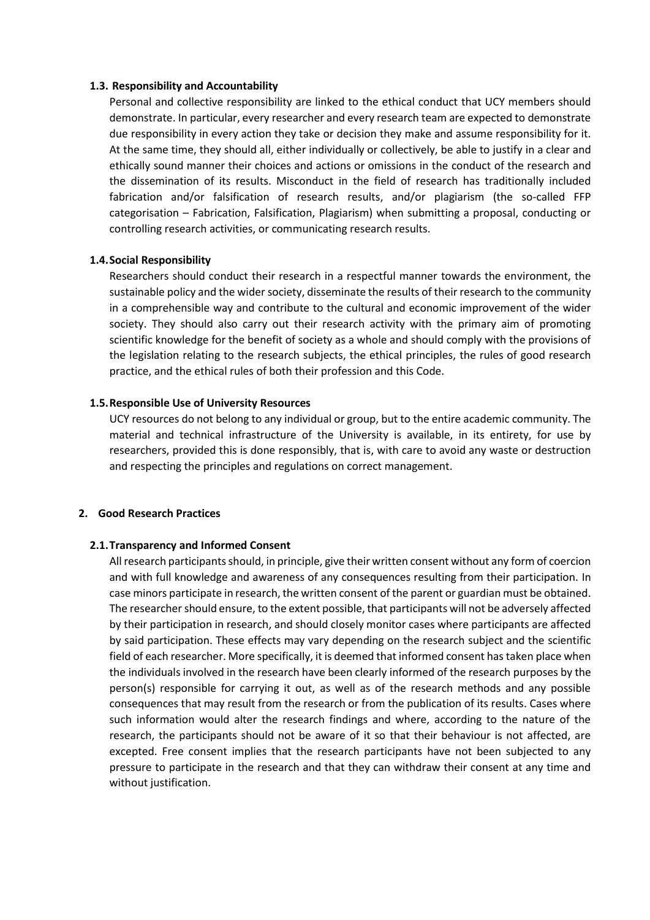### 1.3. Responsibility and Accountability

Personal and collective responsibility are linked to the ethical conduct that UCY members should demonstrate. In particular, every researcher and every research team are expected to demonstrate due responsibility in every action they take or decision they make and assume responsibility for it. At the same time, they should all, either individually or collectively, be able to justify in a clear and ethically sound manner their choices and actions or omissions in the conduct of the research and the dissemination of its results. Misconduct in the field of research has traditionally included fabrication and/or falsification of research results, and/or plagiarism (the so-called FFP categorisation – Fabrication, Falsification, Plagiarism) when submitting a proposal, conducting or controlling research activities, or communicating research results.

### 1.4. Social Responsibility

Researchers should conduct their research in a respectful manner towards the environment, the sustainable policy and the wider society, disseminate the results of their research to the community in a comprehensible way and contribute to the cultural and economic improvement of the wider society. They should also carry out their research activity with the primary aim of promoting scientific knowledge for the benefit of society as a whole and should comply with the provisions of the legislation relating to the research subjects, the ethical principles, the rules of good research practice, and the ethical rules of both their profession and this Code.

### 1.5. Responsible Use of University Resources

UCY resources do not belong to any individual or group, but to the entire academic community. The material and technical infrastructure of the University is available, in its entirety, for use by researchers, provided this is done responsibly, that is, with care to avoid any waste or destruction and respecting the principles and regulations on correct management.

## 2. Good Research Practices

### 2.1. Transparency and Informed Consent

All research participants should, in principle, give their written consent without any form of coercion and with full knowledge and awareness of any consequences resulting from their participation. In case minors participate in research, the written consent of the parent or guardian must be obtained. The researcher should ensure, to the extent possible, that participants will not be adversely affected by their participation in research, and should closely monitor cases where participants are affected by said participation. These effects may vary depending on the research subject and the scientific field of each researcher. More specifically, it is deemed that informed consent has taken place when the individuals involved in the research have been clearly informed of the research purposes by the person(s) responsible for carrying it out, as well as of the research methods and any possible consequences that may result from the research or from the publication of its results. Cases where such information would alter the research findings and where, according to the nature of the research, the participants should not be aware of it so that their behaviour is not affected, are excepted. Free consent implies that the research participants have not been subjected to any pressure to participate in the research and that they can withdraw their consent at any time and without justification.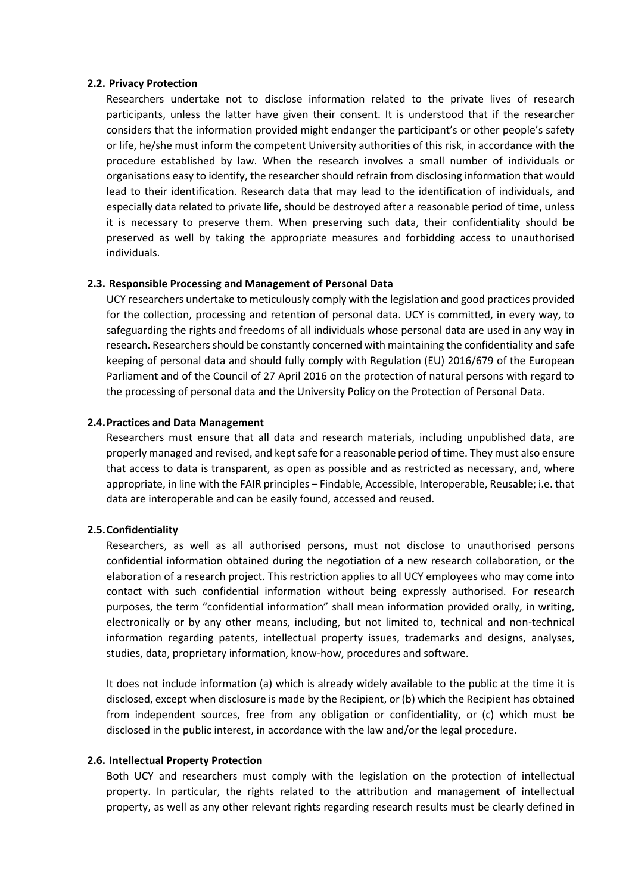### 2.2. Privacy Protection

Researchers undertake not to disclose information related to the private lives of research participants, unless the latter have given their consent. It is understood that if the researcher considers that the information provided might endanger the participant's or other people's safety or life, he/she must inform the competent University authorities of this risk, in accordance with the procedure established by law. When the research involves a small number of individuals or organisations easy to identify, the researcher should refrain from disclosing information that would lead to their identification. Research data that may lead to the identification of individuals, and especially data related to private life, should be destroyed after a reasonable period of time, unless it is necessary to preserve them. When preserving such data, their confidentiality should be preserved as well by taking the appropriate measures and forbidding access to unauthorised individuals.

### 2.3. Responsible Processing and Management of Personal Data

UCY researchers undertake to meticulously comply with the legislation and good practices provided for the collection, processing and retention of personal data. UCY is committed, in every way, to safeguarding the rights and freedoms of all individuals whose personal data are used in any way in research. Researchers should be constantly concerned with maintaining the confidentiality and safe keeping of personal data and should fully comply with Regulation (EU) 2016/679 of the European Parliament and of the Council of 27 April 2016 on the protection of natural persons with regard to the processing of personal data and the University Policy on the Protection of Personal Data.

### 2.4. Practices and Data Management

Researchers must ensure that all data and research materials, including unpublished data, are properly managed and revised, and kept safe for a reasonable period of time. They must also ensure that access to data is transparent, as open as possible and as restricted as necessary, and, where appropriate, in line with the FAIR principles – Findable, Accessible, Interoperable, Reusable; i.e. that data are interoperable and can be easily found, accessed and reused.

### 2.5. Confidentiality

Researchers, as well as all authorised persons, must not disclose to unauthorised persons confidential information obtained during the negotiation of a new research collaboration, or the elaboration of a research project. This restriction applies to all UCY employees who may come into contact with such confidential information without being expressly authorised. For research purposes, the term "confidential information" shall mean information provided orally, in writing, electronically or by any other means, including, but not limited to, technical and non-technical information regarding patents, intellectual property issues, trademarks and designs, analyses, studies, data, proprietary information, know-how, procedures and software.

It does not include information (a) which is already widely available to the public at the time it is disclosed, except when disclosure is made by the Recipient, or (b) which the Recipient has obtained from independent sources, free from any obligation or confidentiality, or (c) which must be disclosed in the public interest, in accordance with the law and/or the legal procedure.

### 2.6. Intellectual Property Protection

Both UCY and researchers must comply with the legislation on the protection of intellectual property. In particular, the rights related to the attribution and management of intellectual property, as well as any other relevant rights regarding research results must be clearly defined in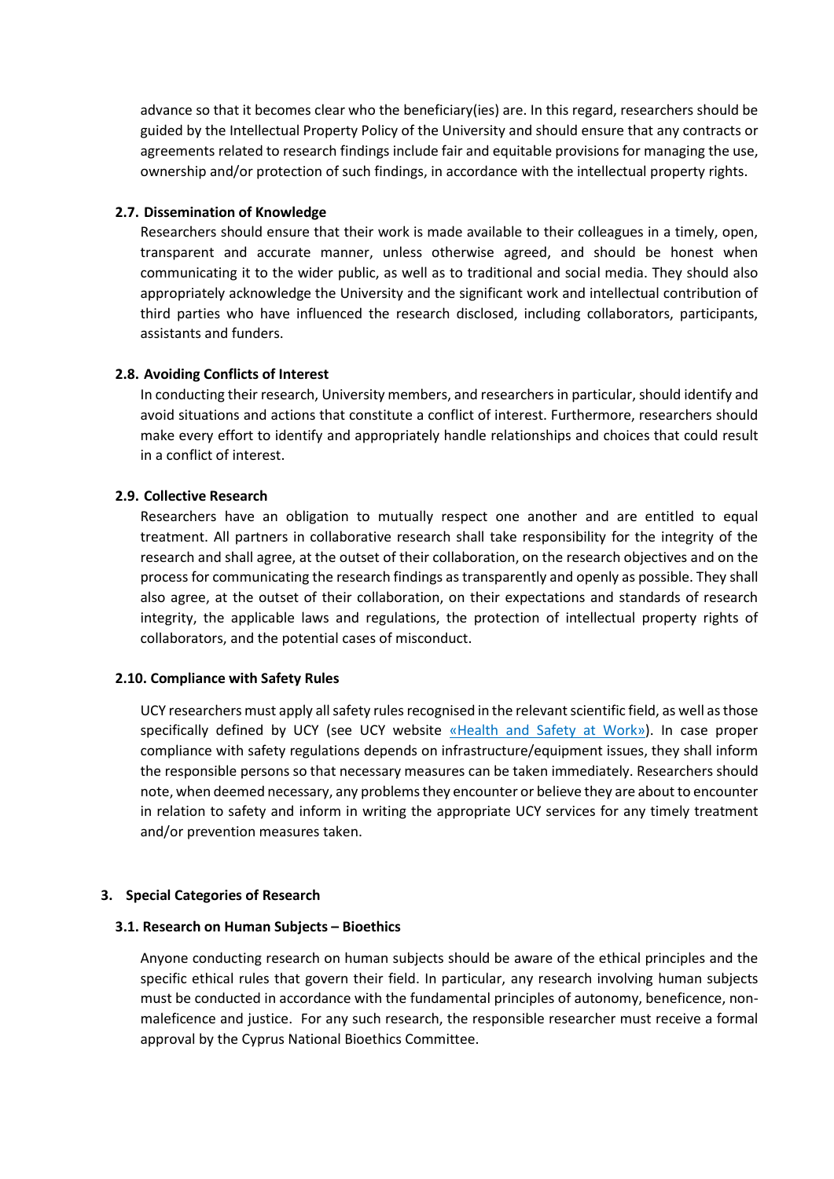advance so that it becomes clear who the beneficiary(ies) are. In this regard, researchers should be guided by the Intellectual Property Policy of the University and should ensure that any contracts or agreements related to research findings include fair and equitable provisions for managing the use, ownership and/or protection of such findings, in accordance with the intellectual property rights.

### 2.7. Dissemination of Knowledge

Researchers should ensure that their work is made available to their colleagues in a timely, open, transparent and accurate manner, unless otherwise agreed, and should be honest when communicating it to the wider public, as well as to traditional and social media. They should also appropriately acknowledge the University and the significant work and intellectual contribution of third parties who have influenced the research disclosed, including collaborators, participants, assistants and funders.

### 2.8. Avoiding Conflicts of Interest

In conducting their research, University members, and researchers in particular, should identify and avoid situations and actions that constitute a conflict of interest. Furthermore, researchers should make every effort to identify and appropriately handle relationships and choices that could result in a conflict of interest.

### 2.9. Collective Research

Researchers have an obligation to mutually respect one another and are entitled to equal treatment. All partners in collaborative research shall take responsibility for the integrity of the research and shall agree, at the outset of their collaboration, on the research objectives and on the process for communicating the research findings as transparently and openly as possible. They shall also agree, at the outset of their collaboration, on their expectations and standards of research integrity, the applicable laws and regulations, the protection of intellectual property rights of collaborators, and the potential cases of misconduct.

### 2.10. Compliance with Safety Rules

UCY researchers must apply all safety rules recognised in the relevant scientific field, as well as those specifically defined by UCY (see UCY website «Health and Safety at Work»). In case proper compliance with safety regulations depends on infrastructure/equipment issues, they shall inform the responsible persons so that necessary measures can be taken immediately. Researchers should note, when deemed necessary, any problems they encounter or believe they are about to encounter in relation to safety and inform in writing the appropriate UCY services for any timely treatment and/or prevention measures taken.

## 3. Special Categories of Research

### 3.1. Research on Human Subjects – Bioethics

Anyone conducting research on human subjects should be aware of the ethical principles and the specific ethical rules that govern their field. In particular, any research involving human subjects must be conducted in accordance with the fundamental principles of autonomy, beneficence, non-maleficence and justice. For any such research, the responsible researcher must receive a formal approval by the Cyprus National Bioethics Committee.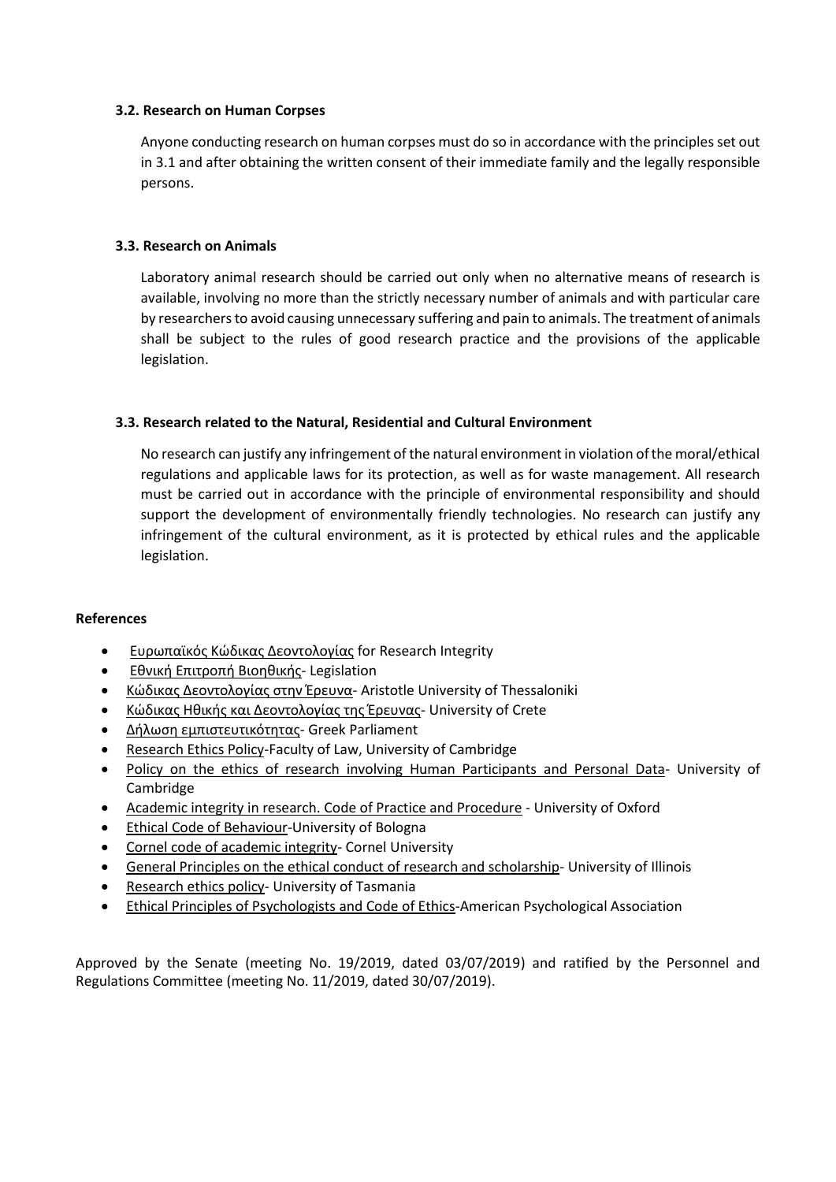### 3.2. Research on Human Corpses

Anyone conducting research on human corpses must do so in accordance with the principles set out in 3.1 and after obtaining the written consent of their immediate family and the legally responsible persons.

### 3.3. Research on Animals

Laboratory animal research should be carried out only when no alternative means of research is available, involving no more than the strictly necessary number of animals and with particular care by researchers to avoid causing unnecessary suffering and pain to animals. The treatment of animals shall be subject to the rules of good research practice and the provisions of the applicable legislation.

### 3.3. Research related to the Natural, Residential and Cultural Environment

No research can justify any infringement of the natural environment in violation of the moral/ethical regulations and applicable laws for its protection, as well as for waste management. All research must be carried out in accordance with the principle of environmental responsibility and should support the development of environmentally friendly technologies. No research can justify any infringement of the cultural environment, as it is protected by ethical rules and the applicable legislation.

## References

- Ευρωπαϊκός Κώδικας Δεοντολογίας for Research Integrity
- Εθνική Επιτροπή Βιοηθικής- Legislation
- Κώδικας Δεοντολογίας στην Έρευνα- Aristotle University of Thessaloniki
- Κώδικας Ηθικής και Δεοντολογίας της Έρευνας- University of Crete
- Δήλωση εμπιστευτικότητας- Greek Parliament
- Research Ethics Policy-Faculty of Law, University of Cambridge
- Policy on the ethics of research involving Human Participants and Personal Data- University of Cambridge
- Academic integrity in research. Code of Practice and Procedure - University of Oxford
- Ethical Code of Behaviour-University of Bologna
- Cornel code of academic integrity- Cornel University
- General Principles on the ethical conduct of research and scholarship- University of Illinois
- Research ethics policy- University of Tasmania
- Ethical Principles of Psychologists and Code of Ethics-American Psychological Association

Approved by the Senate (meeting No. 19/2019, dated 03/07/2019) and ratified by the Personnel and Regulations Committee (meeting No. 11/2019, dated 30/07/2019).